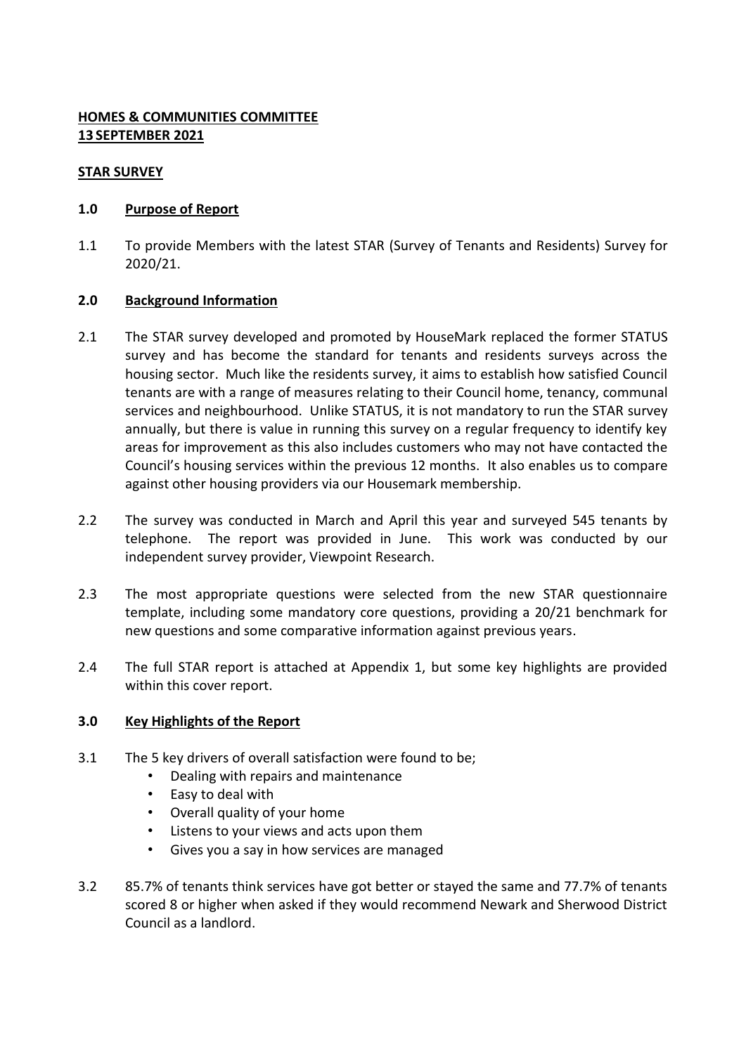**HOMES & COMMUNITIES COMMITTEE**
**13 SEPTEMBER 2021**

**STAR SURVEY**

## 1.0 Purpose of Report

1.1 To provide Members with the latest STAR (Survey of Tenants and Residents) Survey for 2020/21.

## 2.0 Background Information

2.1 The STAR survey developed and promoted by HouseMark replaced the former STATUS survey and has become the standard for tenants and residents surveys across the housing sector. Much like the residents survey, it aims to establish how satisfied Council tenants are with a range of measures relating to their Council home, tenancy, communal services and neighbourhood. Unlike STATUS, it is not mandatory to run the STAR survey annually, but there is value in running this survey on a regular frequency to identify key areas for improvement as this also includes customers who may not have contacted the Council's housing services within the previous 12 months. It also enables us to compare against other housing providers via our Housemark membership.

2.2 The survey was conducted in March and April this year and surveyed 545 tenants by telephone. The report was provided in June. This work was conducted by our independent survey provider, Viewpoint Research.

2.3 The most appropriate questions were selected from the new STAR questionnaire template, including some mandatory core questions, providing a 20/21 benchmark for new questions and some comparative information against previous years.

2.4 The full STAR report is attached at Appendix 1, but some key highlights are provided within this cover report.

## 3.0 Key Highlights of the Report

3.1 The 5 key drivers of overall satisfaction were found to be;

- Dealing with repairs and maintenance
- Easy to deal with
- Overall quality of your home
- Listens to your views and acts upon them
- Gives you a say in how services are managed

3.2 85.7% of tenants think services have got better or stayed the same and 77.7% of tenants scored 8 or higher when asked if they would recommend Newark and Sherwood District Council as a landlord.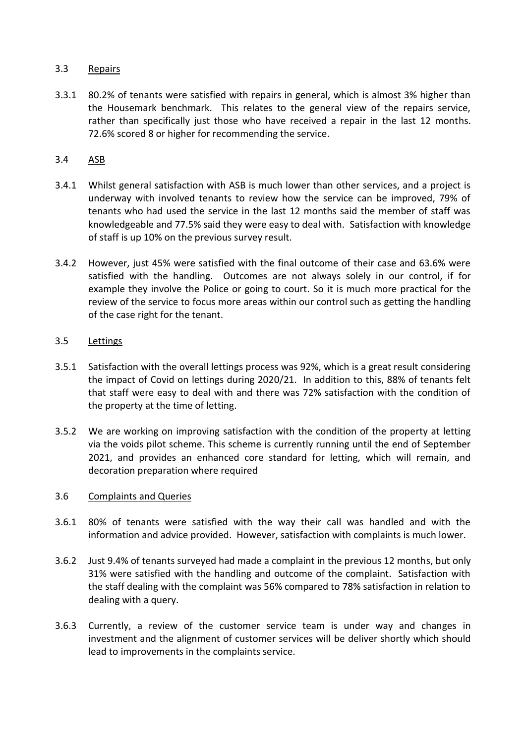### 3.3 Repairs

3.3.1 80.2% of tenants were satisfied with repairs in general, which is almost 3% higher than the Housemark benchmark. This relates to the general view of the repairs service, rather than specifically just those who have received a repair in the last 12 months. 72.6% scored 8 or higher for recommending the service.

### 3.4 ASB

3.4.1 Whilst general satisfaction with ASB is much lower than other services, and a project is underway with involved tenants to review how the service can be improved, 79% of tenants who had used the service in the last 12 months said the member of staff was knowledgeable and 77.5% said they were easy to deal with. Satisfaction with knowledge of staff is up 10% on the previous survey result.

3.4.2 However, just 45% were satisfied with the final outcome of their case and 63.6% were satisfied with the handling. Outcomes are not always solely in our control, if for example they involve the Police or going to court. So it is much more practical for the review of the service to focus more areas within our control such as getting the handling of the case right for the tenant.

### 3.5 Lettings

3.5.1 Satisfaction with the overall lettings process was 92%, which is a great result considering the impact of Covid on lettings during 2020/21. In addition to this, 88% of tenants felt that staff were easy to deal with and there was 72% satisfaction with the condition of the property at the time of letting.

3.5.2 We are working on improving satisfaction with the condition of the property at letting via the voids pilot scheme. This scheme is currently running until the end of September 2021, and provides an enhanced core standard for letting, which will remain, and decoration preparation where required

### 3.6 Complaints and Queries

3.6.1 80% of tenants were satisfied with the way their call was handled and with the information and advice provided. However, satisfaction with complaints is much lower.

3.6.2 Just 9.4% of tenants surveyed had made a complaint in the previous 12 months, but only 31% were satisfied with the handling and outcome of the complaint. Satisfaction with the staff dealing with the complaint was 56% compared to 78% satisfaction in relation to dealing with a query.

3.6.3 Currently, a review of the customer service team is under way and changes in investment and the alignment of customer services will be deliver shortly which should lead to improvements in the complaints service.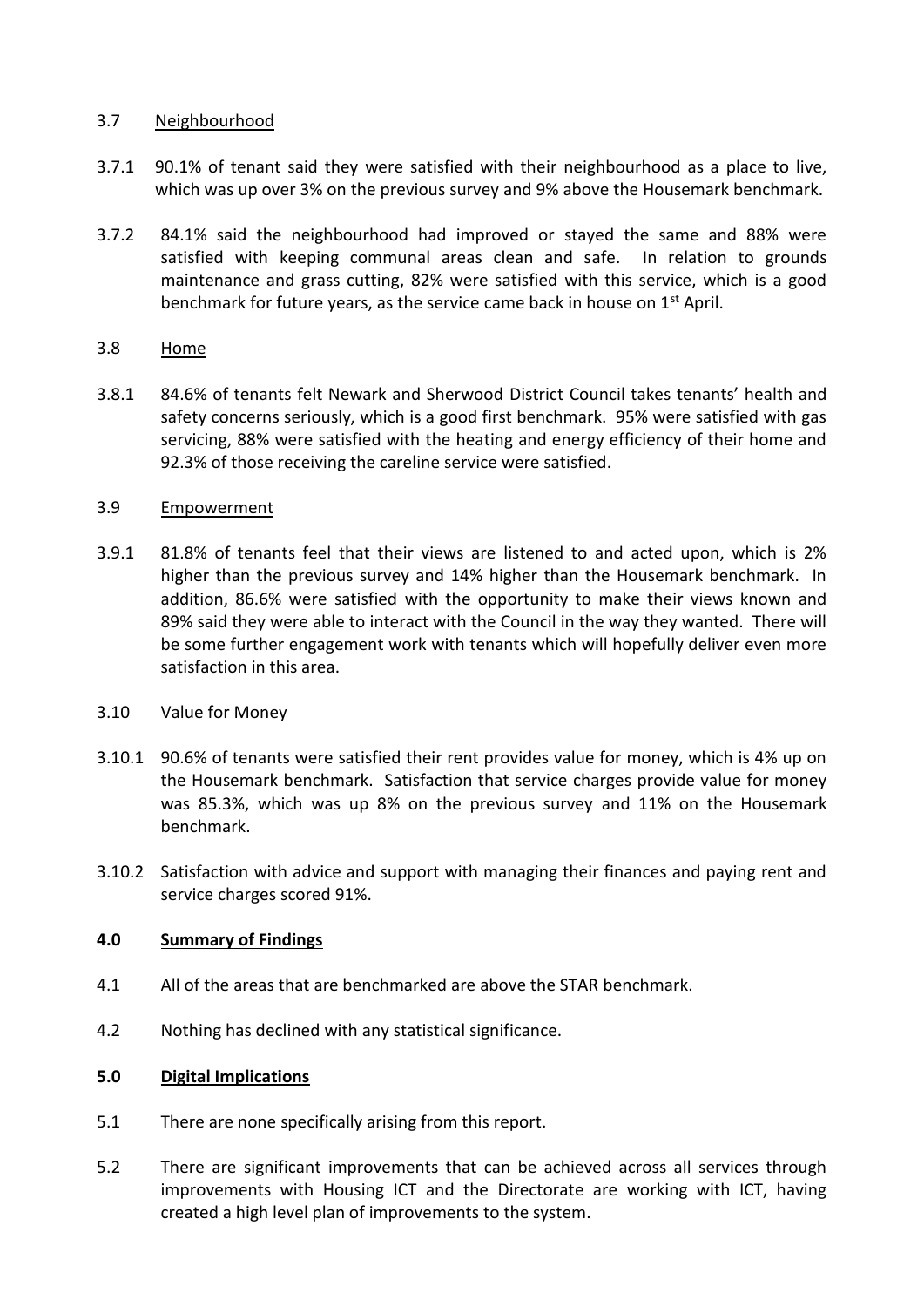### 3.7 Neighbourhood

3.7.1 90.1% of tenant said they were satisfied with their neighbourhood as a place to live, which was up over 3% on the previous survey and 9% above the Housemark benchmark.

3.7.2 84.1% said the neighbourhood had improved or stayed the same and 88% were satisfied with keeping communal areas clean and safe. In relation to grounds maintenance and grass cutting, 82% were satisfied with this service, which is a good benchmark for future years, as the service came back in house on 1st April.

### 3.8 Home

3.8.1 84.6% of tenants felt Newark and Sherwood District Council takes tenants' health and safety concerns seriously, which is a good first benchmark. 95% were satisfied with gas servicing, 88% were satisfied with the heating and energy efficiency of their home and 92.3% of those receiving the careline service were satisfied.

### 3.9 Empowerment

3.9.1 81.8% of tenants feel that their views are listened to and acted upon, which is 2% higher than the previous survey and 14% higher than the Housemark benchmark. In addition, 86.6% were satisfied with the opportunity to make their views known and 89% said they were able to interact with the Council in the way they wanted. There will be some further engagement work with tenants which will hopefully deliver even more satisfaction in this area.

### 3.10 Value for Money

3.10.1 90.6% of tenants were satisfied their rent provides value for money, which is 4% up on the Housemark benchmark. Satisfaction that service charges provide value for money was 85.3%, which was up 8% on the previous survey and 11% on the Housemark benchmark.

3.10.2 Satisfaction with advice and support with managing their finances and paying rent and service charges scored 91%.

## 4.0 Summary of Findings

4.1 All of the areas that are benchmarked are above the STAR benchmark.

4.2 Nothing has declined with any statistical significance.

## 5.0 Digital Implications

5.1 There are none specifically arising from this report.

5.2 There are significant improvements that can be achieved across all services through improvements with Housing ICT and the Directorate are working with ICT, having created a high level plan of improvements to the system.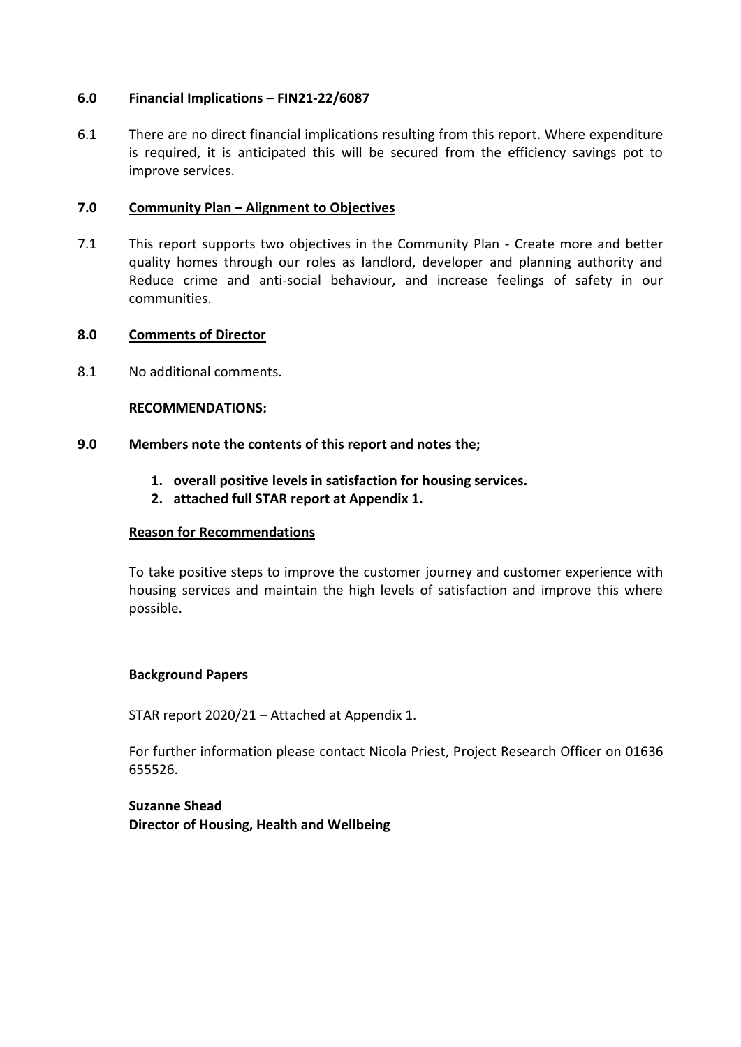## 6.0 Financial Implications – FIN21-22/6087

6.1 There are no direct financial implications resulting from this report. Where expenditure is required, it is anticipated this will be secured from the efficiency savings pot to improve services.

## 7.0 Community Plan – Alignment to Objectives

7.1 This report supports two objectives in the Community Plan - Create more and better quality homes through our roles as landlord, developer and planning authority and Reduce crime and anti-social behaviour, and increase feelings of safety in our communities.

## 8.0 Comments of Director

8.1 No additional comments.

**RECOMMENDATIONS:**

**9.0 Members note the contents of this report and notes the;**

1. **overall positive levels in satisfaction for housing services.**
2. **attached full STAR report at Appendix 1.**

**Reason for Recommendations**

To take positive steps to improve the customer journey and customer experience with housing services and maintain the high levels of satisfaction and improve this where possible.

**Background Papers**

STAR report 2020/21 – Attached at Appendix 1.

For further information please contact Nicola Priest, Project Research Officer on 01636 655526.

**Suzanne Shead**
**Director of Housing, Health and Wellbeing**